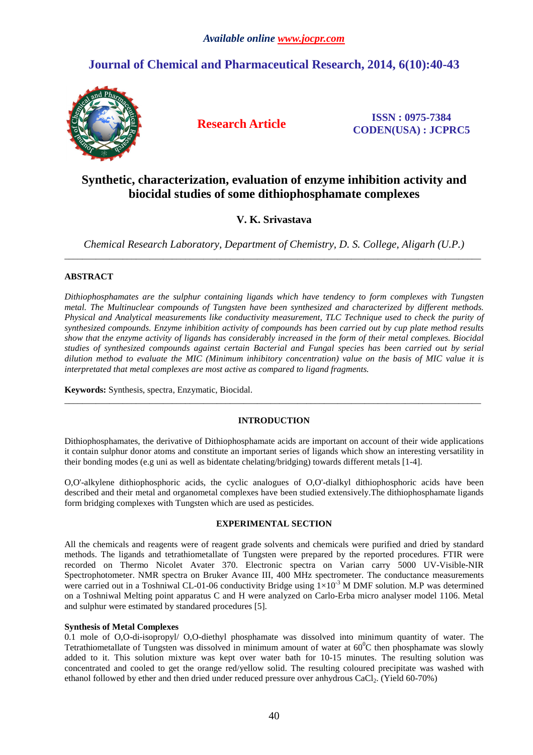*Available online www.jocpr.com*

# Journal of Chemical and Pharmaceutical Research, 2014, 6(10):40-43

**Research Article**

**ISSN : 0975-7384**
**CODEN(USA) : JCPRC5**

# Synthetic, characterization, evaluation of enzyme inhibition activity and biocidal studies of some dithiophosphamate complexes

**V. K. Srivastava**

*Chemical Research Laboratory, Department of Chemistry, D. S. College, Aligarh (U.P.)*

---

## ABSTRACT

*Dithiophosphamates are the sulphur containing ligands which have tendency to form complexes with Tungsten metal. The Multinuclear compounds of Tungsten have been synthesized and characterized by different methods. Physical and Analytical measurements like conductivity measurement, TLC Technique used to check the purity of synthesized compounds. Enzyme inhibition activity of compounds has been carried out by cup plate method results show that the enzyme activity of ligands has considerably increased in the form of their metal complexes. Biocidal studies of synthesized compounds against certain Bacterial and Fungal species has been carried out by serial dilution method to evaluate the MIC (Minimum inhibitory concentration) value on the basis of MIC value it is interpretated that metal complexes are most active as compared to ligand fragments.*

**Keywords:** Synthesis, spectra, Enzymatic, Biocidal.

---

## INTRODUCTION

Dithiophosphamates, the derivative of Dithiophosphamate acids are important on account of their wide applications it contain sulphur donor atoms and constitute an important series of ligands which show an interesting versatility in their bonding modes (e.g uni as well as bidentate chelating/bridging) towards different metals [1-4].

O,O'-alkylene dithiophosphoric acids, the cyclic analogues of O,O'-dialkyl dithiophosphoric acids have been described and their metal and organometal complexes have been studied extensively.The dithiophosphamate ligands form bridging complexes with Tungsten which are used as pesticides.

## EXPERIMENTAL SECTION

All the chemicals and reagents were of reagent grade solvents and chemicals were purified and dried by standard methods. The ligands and tetrathiometallate of Tungsten were prepared by the reported procedures. FTIR were recorded on Thermo Nicolet Avater 370. Electronic spectra on Varian carry 5000 UV-Visible-NIR Spectrophotometer. NMR spectra on Bruker Avance III, 400 MHz spectrometer. The conductance measurements were carried out in a Toshniwal CL-01-06 conductivity Bridge using $1\times10^{-3}$ M DMF solution. M.P was determined on a Toshniwal Melting point apparatus C and H were analyzed on Carlo-Erba micro analyser model 1106. Metal and sulphur were estimated by standard procedures [5].

### Synthesis of Metal Complexes

0.1 mole of O,O-di-isopropyl/ O,O-diethyl phosphamate was dissolved into minimum quantity of water. The Tetrathiometallate of Tungsten was dissolved in minimum amount of water at $60^0$C then phosphamate was slowly added to it. This solution mixture was kept over water bath for 10-15 minutes. The resulting solution was concentrated and cooled to get the orange red/yellow solid. The resulting coloured precipitate was washed with ethanol followed by ether and then dried under reduced pressure over anhydrous $CaCl_2$. (Yield 60-70%)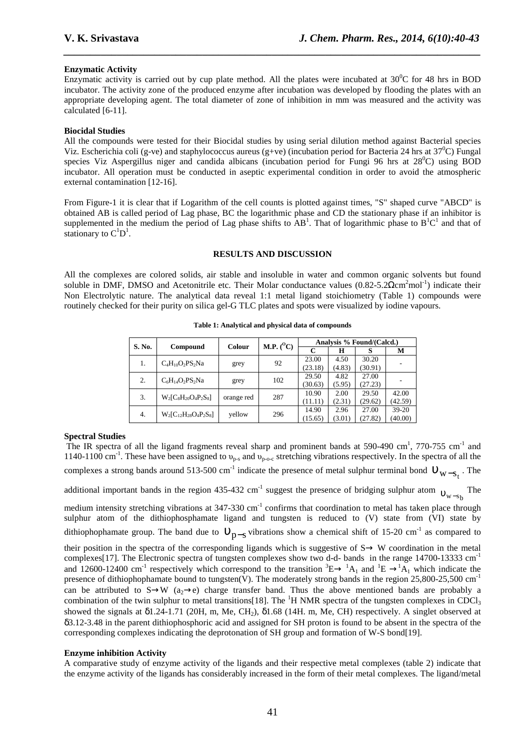**Enzymatic Activity**

Enzymatic activity is carried out by cup plate method. All the plates were incubated at $30^0$C for 48 hrs in BOD incubator. The activity zone of the produced enzyme after incubation was developed by flooding the plates with an appropriate developing agent. The total diameter of zone of inhibition in mm was measured and the activity was calculated [6-11].

**Biocidal Studies**

All the compounds were tested for their Biocidal studies by using serial dilution method against Bacterial species Viz. Escherichia coli (g-ve) and staphylococcus aureus (g+ve) (incubation period for Bacteria 24 hrs at $37^0$C) Fungal species Viz Aspergillus niger and candida albicans (incubation period for Fungi 96 hrs at $28^0$C) using BOD incubator. All operation must be conducted in aseptic experimental condition in order to avoid the atmospheric external contamination [12-16].

From Figure-1 it is clear that if Logarithm of the cell counts is plotted against times, "S" shaped curve "ABCD" is obtained AB is called period of Lag phase, BC the logarithmic phase and CD the stationary phase if an inhibitor is supplemented in the medium the period of Lag phase shifts to $AB^1$. That of logarithmic phase to $B^1C^1$ and that of stationary to $C^1D^1$.

## RESULTS AND DISCUSSION

All the complexes are colored solids, air stable and insoluble in water and common organic solvents but found soluble in DMF, DMSO and Acetonitrile etc. Their Molar conductance values (0.82-5.2$\Omega$cm$^2$mol$^{-1}$) indicate their Non Electrolytic nature. The analytical data reveal 1:1 metal ligand stoichiometry (Table 1) compounds were routinely checked for their purity on silica gel-G TLC plates and spots were visualized by iodine vapours.

**Table 1: Analytical and physical data of compounds**

| S. No. | Compound | Colour | M.P. ($^O$C) | Analysis % Found/(Calcd.) | | | |
|---|---|---|---|---|---|---|---|
| | | | | C | H | S | M |
| 1. | $C_4H_{10}O_2PS_2Na$ | grey | 92 | 23.00 (23.18) | 4.50 (4.83) | 30.20 (30.91) | - |
| 2. | $C_6H_{14}O_2PS_2Na$ | grey | 102 | 29.50 (30.63) | 4.82 (5.95) | 27.00 (27.23) | - |
| 3. | $W_2[C_8H_{20}O_4P_2S_8]$ | orange red | 287 | 10.90 (11.11) | 2.00 (2.31) | 29.50 (29.62) | 42.00 (42.59) |
| 4. | $W_2[C_{12}H_{28}O_4P_2S_8]$ | yellow | 296 | 14.90 (15.65) | 2.96 (3.01) | 27.00 (27.82) | 39-20 (40.00) |

**Spectral Studies**

The IR spectra of all the ligand fragments reveal sharp and prominent bands at 590-490 cm$^1$, 770-755 cm$^{-1}$ and 1140-1100 cm$^{-1}$. These have been assigned to $\upsilon_{p-s}$ and $\upsilon_{p-o-c}$ stretching vibrations respectively. In the spectra of all the complexes a strong bands around 513-500 cm$^{-1}$ indicate the presence of metal sulphur terminal bond $\upsilon_{W-S_t}$. The additional important bands in the region 435-432 cm$^{-1}$ suggest the presence of bridging sulphur atom $\upsilon_{W-S_b}$ The medium intensity stretching vibrations at 347-330 cm$^{-1}$ confirms that coordination to metal has taken place through sulphur atom of the dithiophosphamate ligand and tungsten is reduced to (V) state from (VI) state by dithiophophamate group. The band due to $\upsilon_{P-S}$ vibrations show a chemical shift of 15-20 cm$^{-1}$ as compared to their position in the spectra of the corresponding ligands which is suggestive of S$\rightarrow$ W coordination in the metal complexes[17]. The Electronic spectra of tungsten complexes show two d-d- bands in the range 14700-13333 cm$^{-1}$ and 12600-12400 cm$^{-1}$ respectively which correspond to the transition $^3E\rightarrow\ ^1A_1$ and $^1E\rightarrow{}^1A_1$ which indicate the presence of dithiophophamate bound to tungsten(V). The moderately strong bands in the region 25,800-25,500 cm$^{-1}$ can be attributed to S$\rightarrow$W ($a_2\rightarrow e$) charge transfer band. Thus the above mentioned bands are probably a combination of the twin sulphur to metal transitions[18]. The $^1$H NMR spectra of the tungsten complexes in $CDCl_3$ showed the signals at $\delta$1.24-1.71 (20H, m, Me, $CH_2$), $\delta$1.68 (14H. m, Me, CH) respectively. A singlet observed at $\delta$3.12-3.48 in the parent dithiophosphoric acid and assigned for SH proton is found to be absent in the spectra of the corresponding complexes indicating the deprotonation of SH group and formation of W-S bond[19].

**Enzyme inhibition Activity**

A comparative study of enzyme activity of the ligands and their respective metal complexes (table 2) indicate that the enzyme activity of the ligands has considerably increased in the form of their metal complexes. The ligand/metal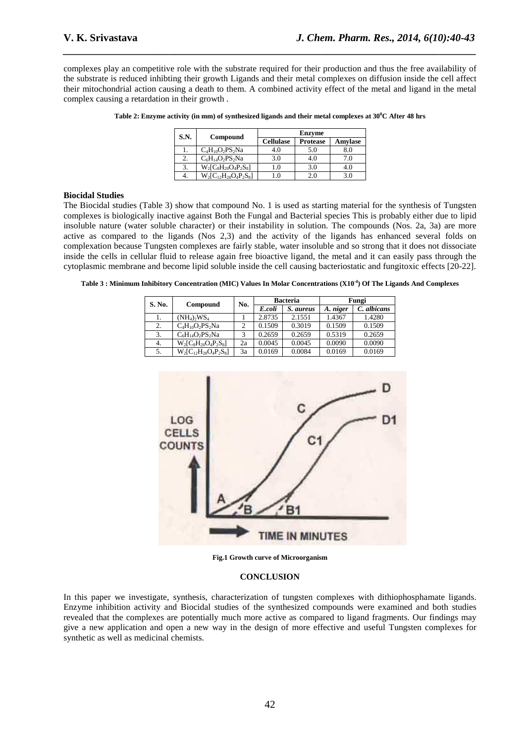complexes play an competitive role with the substrate required for their production and thus the free availability of the substrate is reduced inhibting their growth Ligands and their metal complexes on diffusion inside the cell affect their mitochondrial action causing a death to them. A combined activity effect of the metal and ligand in the metal complex causing a retardation in their growth .

**Table 2: Enzyme activity (in mm) of synthesized ligands and their metal complexes at $30^0C$ After 48 hrs**

| S.N. | Compound | Enzyme | | |
|---|---|---|---|---|
| | | Cellulase | Protease | Amylase |
| 1. | $C_4H_{10}O_2PS_2Na$ | 4.0 | 5.0 | 8.0 |
| 2. | $C_6H_{14}O_2PS_2Na$ | 3.0 | 4.0 | 7.0 |
| 3. | $W_2[C_8H_{20}O_4P_2S_8]$ | 1.0 | 3.0 | 4.0 |
| 4. | $W_2[C_{12}H_{28}O_4P_2S_8]$ | 1.0 | 2.0 | 3.0 |

### Biocidal Studies

The Biocidal studies (Table 3) show that compound No. 1 is used as starting material for the synthesis of Tungsten complexes is biologically inactive against Both the Fungal and Bacterial species This is probably either due to lipid insoluble nature (water soluble character) or their instability in solution. The compounds (Nos. 2a, 3a) are more active as compared to the ligands (Nos 2,3) and the activity of the ligands has enhanced several folds on complexation because Tungsten complexes are fairly stable, water insoluble and so strong that it does not dissociate inside the cells in cellular fluid to release again free bioactive ligand, the metal and it can easily pass through the cytoplasmic membrane and become lipid soluble inside the cell causing bacteriostatic and fungitoxic effects [20-22].

**Table 3 : Minimum Inhibitory Concentration (MIC) Values In Molar Concentrations ($X10^{-4}$) Of The Ligands And Complexes**

| S. No. | Compound | No. | Bacteria | | Fungi | |
|---|---|---|---|---|---|---|
| | | | *E.coli* | *S. aureus* | *A. niger* | *C. albicans* |
| 1. | $(NH_4)_2WS_4$ | 1 | 2.8735 | 2.1551 | 1.4367 | 1.4280 |
| 2. | $C_4H_{10}O_2PS_2Na$ | 2 | 0.1509 | 0.3019 | 0.1509 | 0.1509 |
| 3. | $C_6H_{14}O_2PS_2Na$ | 3 | 0.2659 | 0.2659 | 0.5319 | 0.2659 |
| 4. | $W_2[C_8H_{20}O_4P_2S_8]$ | 2a | 0.0045 | 0.0045 | 0.0090 | 0.0090 |
| 5. | $W_2[C_{12}H_{28}O_4P_2S_8]$ | 3a | 0.0169 | 0.0084 | 0.0169 | 0.0169 |

**Fig.1 Growth curve of Microorganism**

## CONCLUSION

In this paper we investigate, synthesis, characterization of tungsten complexes with dithiophosphamate ligands. Enzyme inhibition activity and Biocidal studies of the synthesized compounds were examined and both studies revealed that the complexes are potentially much more active as compared to ligand fragments. Our findings may give a new application and open a new way in the design of more effective and useful Tungsten complexes for synthetic as well as medicinal chemists.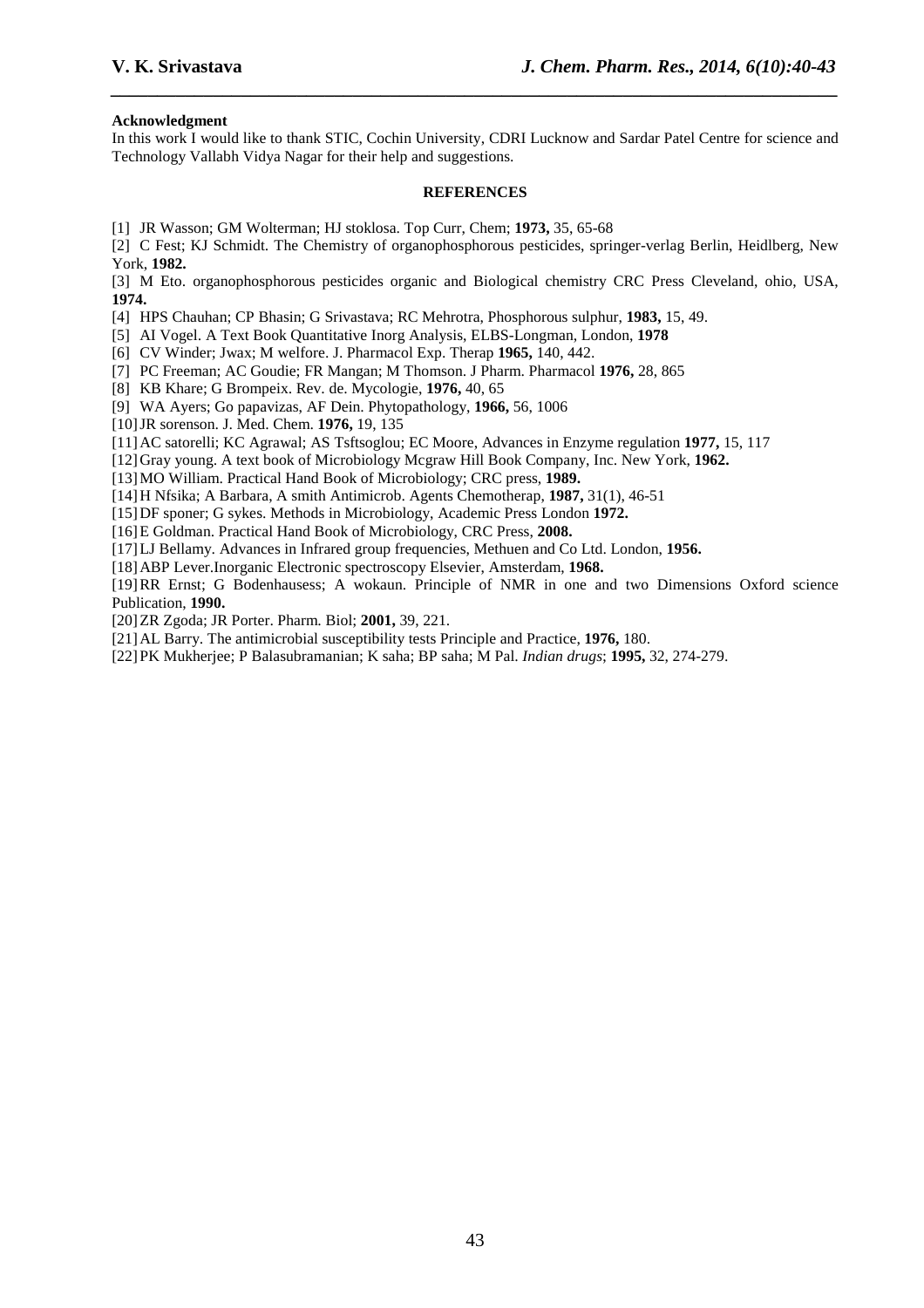**Acknowledgment**

In this work I would like to thank STIC, Cochin University, CDRI Lucknow and Sardar Patel Centre for science and Technology Vallabh Vidya Nagar for their help and suggestions.

**REFERENCES**

[1] JR Wasson; GM Wolterman; HJ stoklosa. Top Curr, Chem; **1973,** 35, 65-68

[2] C Fest; KJ Schmidt. The Chemistry of organophosphorous pesticides, springer-verlag Berlin, Heidlberg, New York, **1982.**

[3] M Eto. organophosphorous pesticides organic and Biological chemistry CRC Press Cleveland, ohio, USA, **1974.**

[4] HPS Chauhan; CP Bhasin; G Srivastava; RC Mehrotra, Phosphorous sulphur, **1983,** 15, 49.

[5] AI Vogel. A Text Book Quantitative Inorg Analysis, ELBS-Longman, London, **1978**

[6] CV Winder; Jwax; M welfore. J. Pharmacol Exp. Therap **1965,** 140, 442.

[7] PC Freeman; AC Goudie; FR Mangan; M Thomson. J Pharm. Pharmacol **1976,** 28, 865

[8] KB Khare; G Brompeix. Rev. de. Mycologie, **1976,** 40, 65

[9] WA Ayers; Go papavizas, AF Dein. Phytopathology, **1966,** 56, 1006

[10] JR sorenson. J. Med. Chem. **1976,** 19, 135

[11] AC satorelli; KC Agrawal; AS Tsftsoglou; EC Moore, Advances in Enzyme regulation **1977,** 15, 117

[12] Gray young. A text book of Microbiology Mcgraw Hill Book Company, Inc. New York, **1962.**

[13] MO William. Practical Hand Book of Microbiology; CRC press, **1989.**

[14] H Nfsika; A Barbara, A smith Antimicrob. Agents Chemotherap, **1987,** 31(1), 46-51

[15] DF sponer; G sykes. Methods in Microbiology, Academic Press London **1972.**

[16] E Goldman. Practical Hand Book of Microbiology, CRC Press, **2008.**

[17] LJ Bellamy. Advances in Infrared group frequencies, Methuen and Co Ltd. London, **1956.**

[18] ABP Lever.Inorganic Electronic spectroscopy Elsevier, Amsterdam, **1968.**

[19] RR Ernst; G Bodenhausess; A wokaun. Principle of NMR in one and two Dimensions Oxford science Publication, **1990.**

[20] ZR Zgoda; JR Porter. Pharm. Biol; **2001,** 39, 221.

[21] AL Barry. The antimicrobial susceptibility tests Principle and Practice, **1976,** 180.

[22] PK Mukherjee; P Balasubramanian; K saha; BP saha; M Pal. *Indian drugs*; **1995,** 32, 274-279.